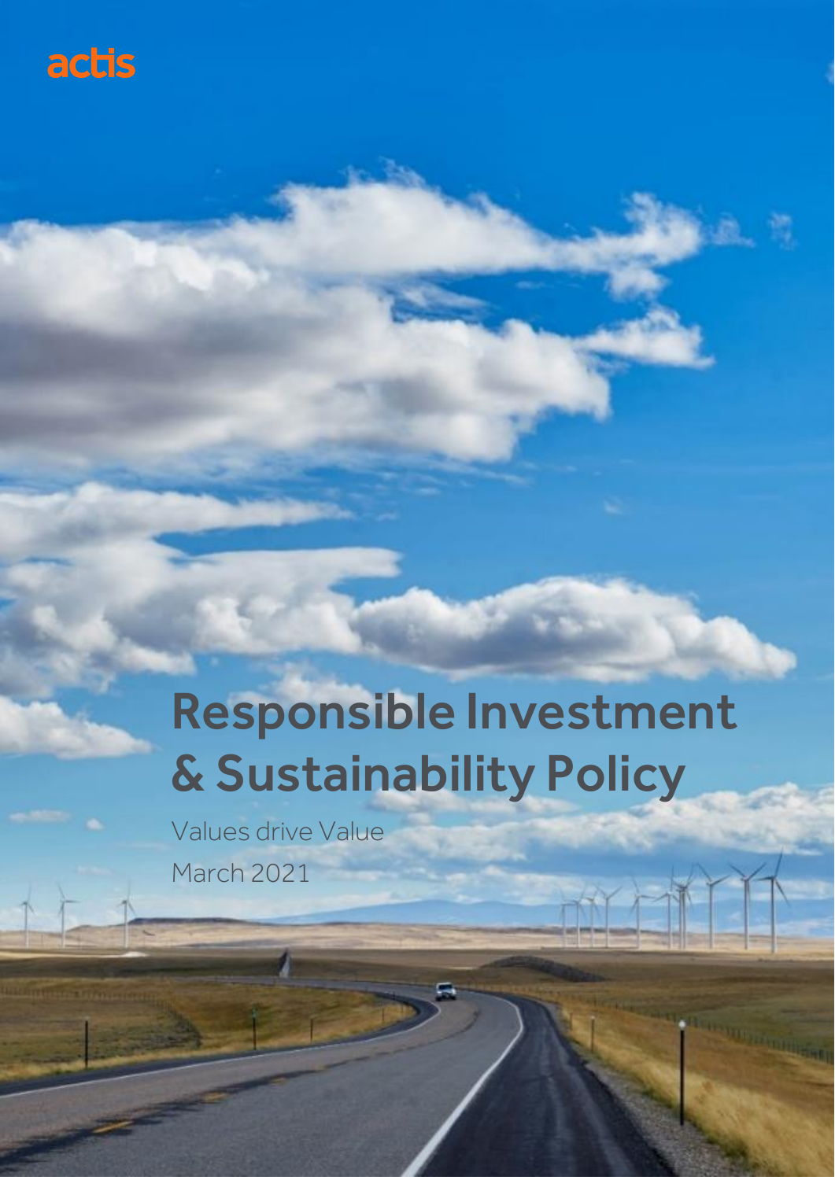actis

# Responsible Investment & Sustainability Policy

Values drive Value

March 2021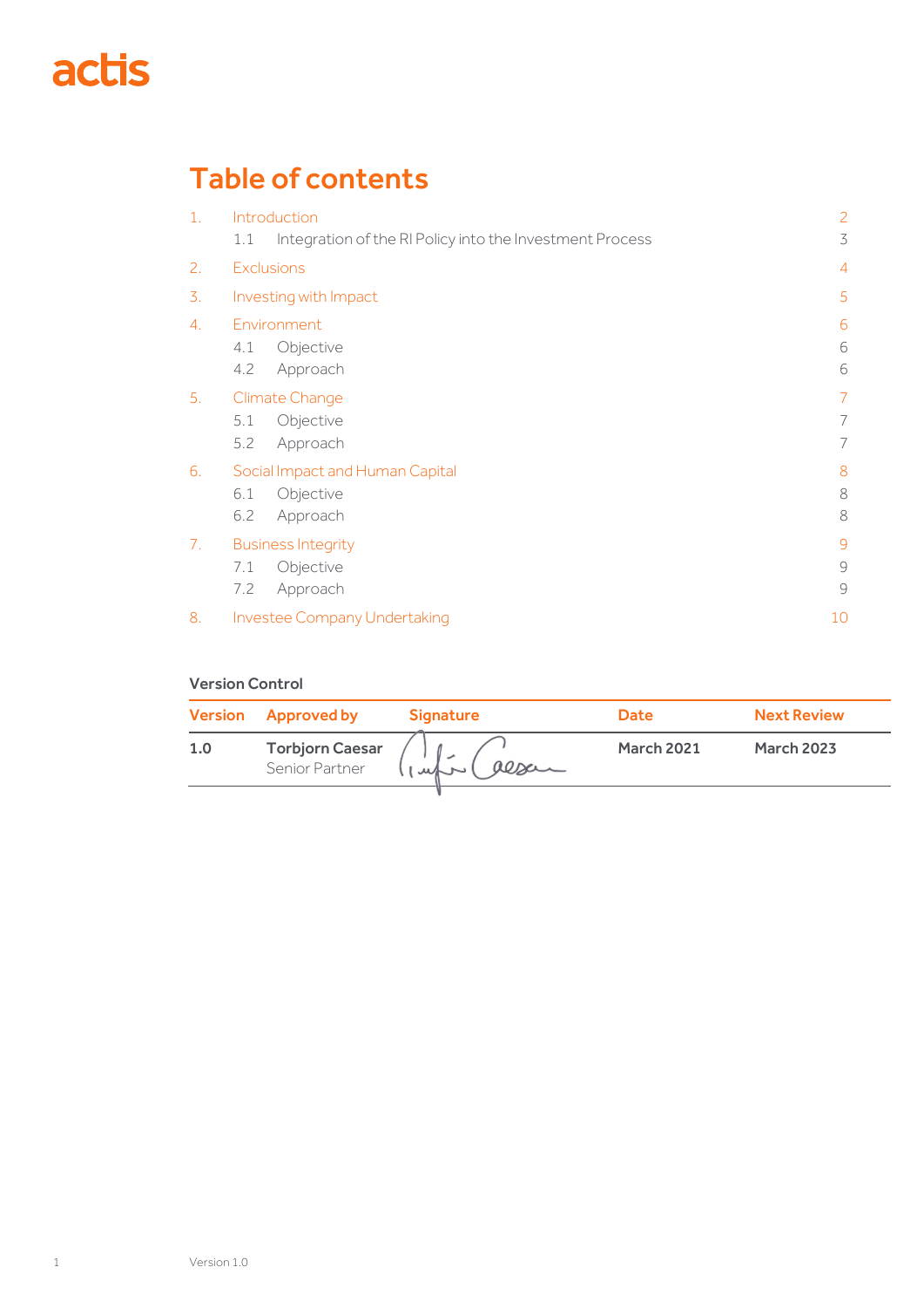# Table of contents

| | | |
|---|---|---|
| 1. | Introduction | 2 |
| | 1.1 Integration of the RI Policy into the Investment Process | 3 |
| 2. | Exclusions | 4 |
| 3. | Investing with Impact | 5 |
| 4. | Environment | 6 |
| | 4.1 Objective | 6 |
| | 4.2 Approach | 6 |
| 5. | Climate Change | 7 |
| | 5.1 Objective | 7 |
| | 5.2 Approach | 7 |
| 6. | Social Impact and Human Capital | 8 |
| | 6.1 Objective | 8 |
| | 6.2 Approach | 8 |
| 7. | Business Integrity | 9 |
| | 7.1 Objective | 9 |
| | 7.2 Approach | 9 |
| 8. | Investee Company Undertaking | 10 |

**Version Control**

| Version | Approved by | Signature | Date | Next Review |
|---|---|---|---|---|
| **1.0** | **Torbjorn Caesar** Senior Partner | [signature] | **March 2021** | **March 2023** |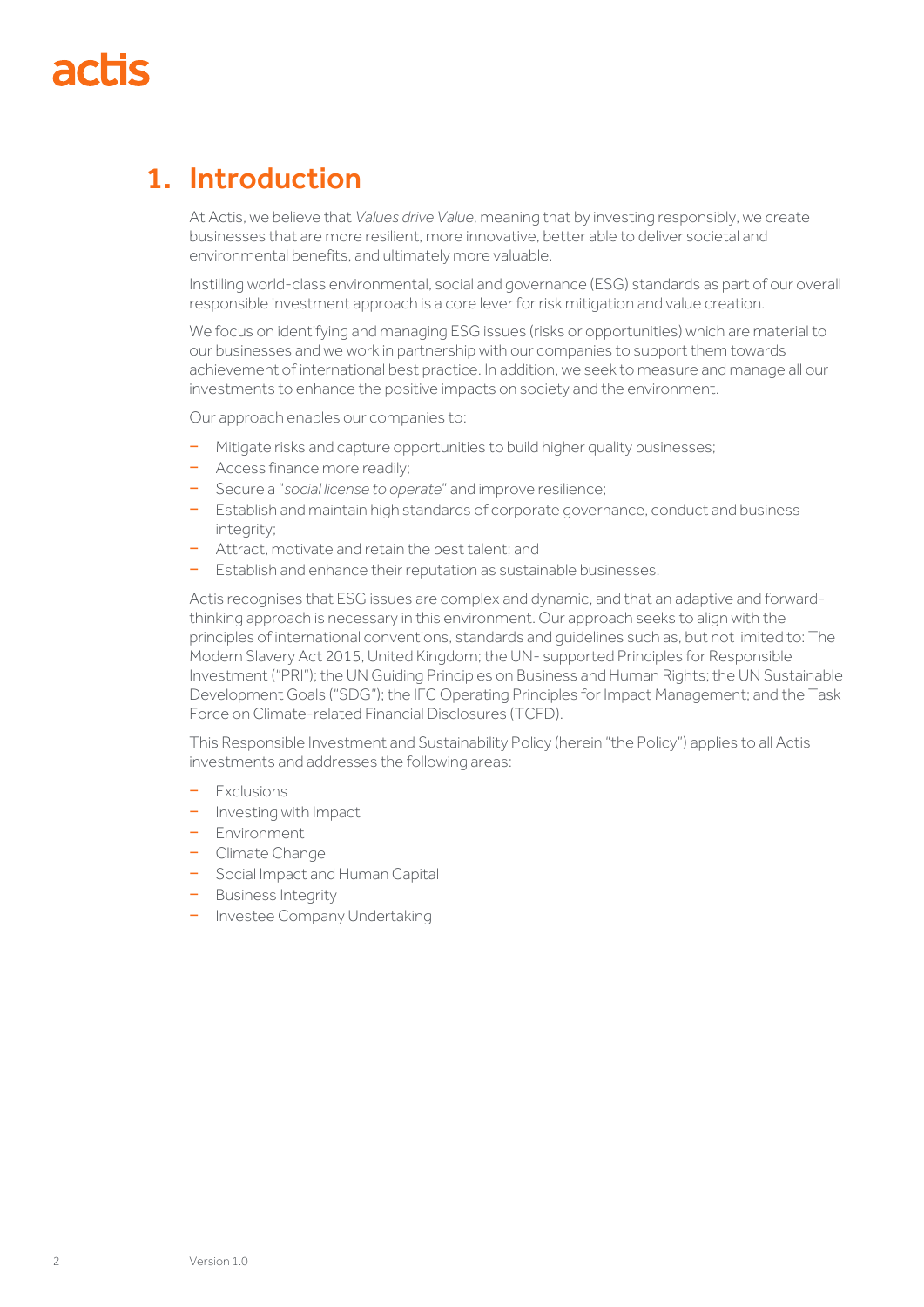# 1. Introduction

At Actis, we believe that *Values drive Value*, meaning that by investing responsibly, we create businesses that are more resilient, more innovative, better able to deliver societal and environmental benefits, and ultimately more valuable.

Instilling world-class environmental, social and governance (ESG) standards as part of our overall responsible investment approach is a core lever for risk mitigation and value creation.

We focus on identifying and managing ESG issues (risks or opportunities) which are material to our businesses and we work in partnership with our companies to support them towards achievement of international best practice. In addition, we seek to measure and manage all our investments to enhance the positive impacts on society and the environment.

Our approach enables our companies to:

- Mitigate risks and capture opportunities to build higher quality businesses;
- Access finance more readily;
- Secure a "*social license to operate*" and improve resilience;
- Establish and maintain high standards of corporate governance, conduct and business integrity;
- Attract, motivate and retain the best talent; and
- Establish and enhance their reputation as sustainable businesses.

Actis recognises that ESG issues are complex and dynamic, and that an adaptive and forward-thinking approach is necessary in this environment. Our approach seeks to align with the principles of international conventions, standards and guidelines such as, but not limited to: The Modern Slavery Act 2015, United Kingdom; the UN- supported Principles for Responsible Investment ("PRI"); the UN Guiding Principles on Business and Human Rights; the UN Sustainable Development Goals ("SDG"); the IFC Operating Principles for Impact Management; and the Task Force on Climate-related Financial Disclosures (TCFD).

This Responsible Investment and Sustainability Policy (herein "the Policy") applies to all Actis investments and addresses the following areas:

- Exclusions
- Investing with Impact
- Environment
- Climate Change
- Social Impact and Human Capital
- Business Integrity
- Investee Company Undertaking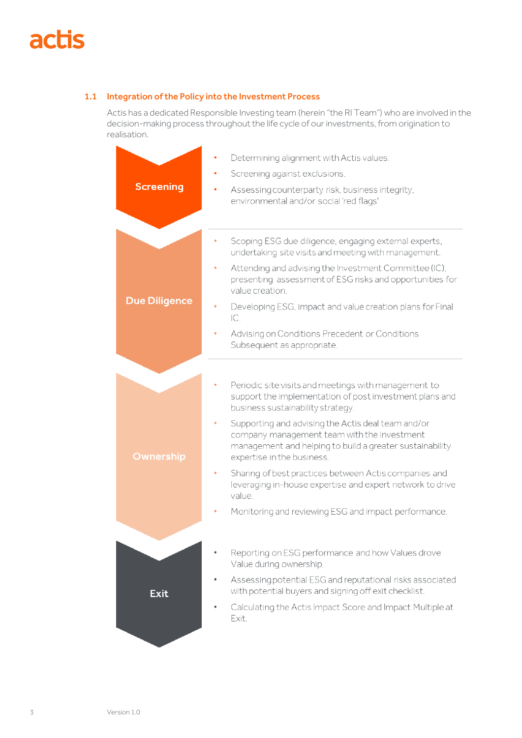## 1.1 Integration of the Policy into the Investment Process

Actis has a dedicated Responsible Investing team (herein "the RI Team") who are involved in the decision-making process throughout the life cycle of our investments, from origination to realisation.

**Screening**

- Determining alignment with Actis values.
- Screening against exclusions.
- Assessing counterparty risk, business integrity, environmental and/or social 'red flags'

**Due Diligence**

- Scoping ESG due diligence, engaging external experts, undertaking site visits and meeting with management.
- Attending and advising the Investment Committee (IC), presenting assessment of ESG risks and opportunities for value creation.
- Developing ESG, impact and value creation plans for Final IC.
- Advising on Conditions Precedent or Conditions Subsequent as appropriate.

**Ownership**

- Periodic site visits and meetings with management to support the implementation of post investment plans and business sustainability strategy.
- Supporting and advising the Actis deal team and/or company management team with the investment management and helping to build a greater sustainability expertise in the business.
- Sharing of best practices between Actis companies and leveraging in-house expertise and expert network to drive value.
- Monitoring and reviewing ESG and impact performance.

**Exit**

- Reporting on ESG performance and how Values drove Value during ownership.
- Assessing potential ESG and reputational risks associated with potential buyers and signing off exit checklist.
- Calculating the Actis Impact Score and Impact Multiple at Exit.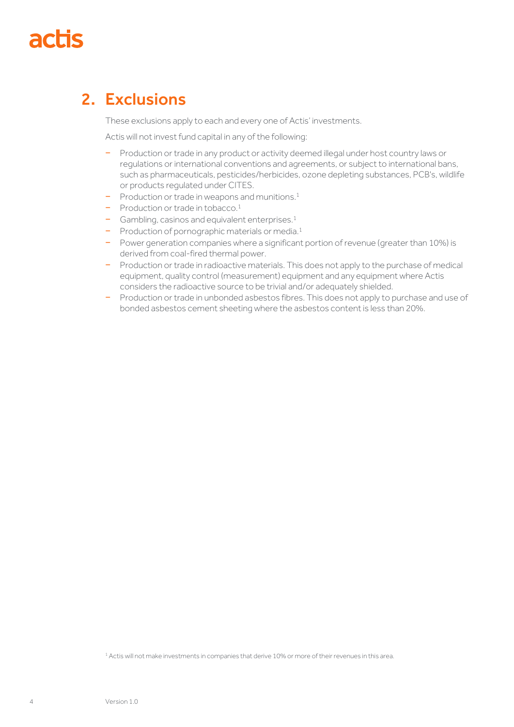## 2. Exclusions

These exclusions apply to each and every one of Actis' investments.

Actis will not invest fund capital in any of the following:

- Production or trade in any product or activity deemed illegal under host country laws or regulations or international conventions and agreements, or subject to international bans, such as pharmaceuticals, pesticides/herbicides, ozone depleting substances, PCB's, wildlife or products regulated under CITES.
- Production or trade in weapons and munitions.[1]
- Production or trade in tobacco.[1]
- Gambling, casinos and equivalent enterprises.[1]
- Production of pornographic materials or media.[1]
- Power generation companies where a significant portion of revenue (greater than 10%) is derived from coal-fired thermal power.
- Production or trade in radioactive materials. This does not apply to the purchase of medical equipment, quality control (measurement) equipment and any equipment where Actis considers the radioactive source to be trivial and/or adequately shielded.
- Production or trade in unbonded asbestos fibres. This does not apply to purchase and use of bonded asbestos cement sheeting where the asbestos content is less than 20%.

[1] Actis will not make investments in companies that derive 10% or more of their revenues in this area.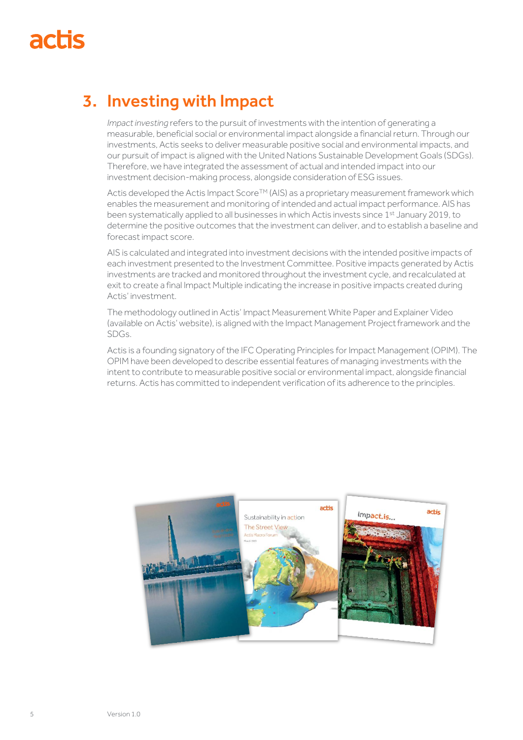## 3. Investing with Impact

*Impact investing* refers to the pursuit of investments with the intention of generating a measurable, beneficial social or environmental impact alongside a financial return. Through our investments, Actis seeks to deliver measurable positive social and environmental impacts, and our pursuit of impact is aligned with the United Nations Sustainable Development Goals (SDGs). Therefore, we have integrated the assessment of actual and intended impact into our investment decision-making process, alongside consideration of ESG issues.

Actis developed the Actis Impact Score™ (AIS) as a proprietary measurement framework which enables the measurement and monitoring of intended and actual impact performance. AIS has been systematically applied to all businesses in which Actis invests since 1st January 2019, to determine the positive outcomes that the investment can deliver, and to establish a baseline and forecast impact score.

AIS is calculated and integrated into investment decisions with the intended positive impacts of each investment presented to the Investment Committee. Positive impacts generated by Actis investments are tracked and monitored throughout the investment cycle, and recalculated at exit to create a final Impact Multiple indicating the increase in positive impacts created during Actis' investment.

The methodology outlined in Actis' Impact Measurement White Paper and Explainer Video (available on Actis' website), is aligned with the Impact Management Project framework and the SDGs.

Actis is a founding signatory of the IFC Operating Principles for Impact Management (OPIM). The OPIM have been developed to describe essential features of managing investments with the intent to contribute to measurable positive social or environmental impact, alongside financial returns. Actis has committed to independent verification of its adherence to the principles.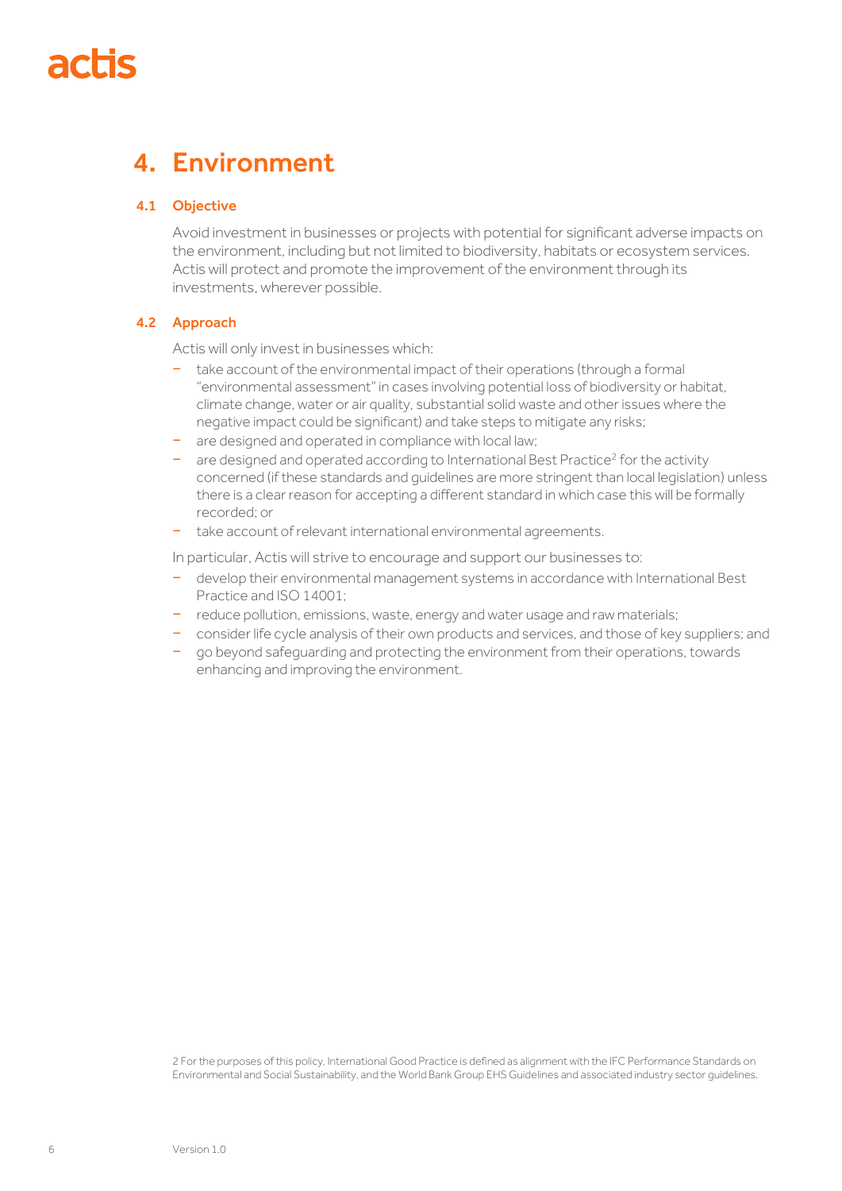# 4. Environment

## 4.1 Objective

Avoid investment in businesses or projects with potential for significant adverse impacts on the environment, including but not limited to biodiversity, habitats or ecosystem services. Actis will protect and promote the improvement of the environment through its investments, wherever possible.

## 4.2 Approach

Actis will only invest in businesses which:

- take account of the environmental impact of their operations (through a formal "environmental assessment" in cases involving potential loss of biodiversity or habitat, climate change, water or air quality, substantial solid waste and other issues where the negative impact could be significant) and take steps to mitigate any risks;
- are designed and operated in compliance with local law;
- are designed and operated according to International Best Practice[2] for the activity concerned (if these standards and guidelines are more stringent than local legislation) unless there is a clear reason for accepting a different standard in which case this will be formally recorded; or
- take account of relevant international environmental agreements.

In particular, Actis will strive to encourage and support our businesses to:

- develop their environmental management systems in accordance with International Best Practice and ISO 14001;
- reduce pollution, emissions, waste, energy and water usage and raw materials;
- consider life cycle analysis of their own products and services, and those of key suppliers; and
- go beyond safeguarding and protecting the environment from their operations, towards enhancing and improving the environment.

2 For the purposes of this policy, International Good Practice is defined as alignment with the IFC Performance Standards on Environmental and Social Sustainability, and the World Bank Group EHS Guidelines and associated industry sector guidelines.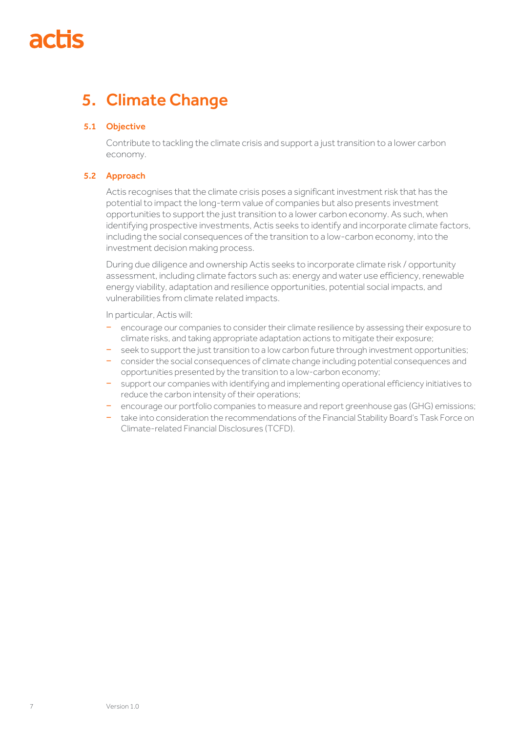# 5. Climate Change

### 5.1 Objective

Contribute to tackling the climate crisis and support a just transition to a lower carbon economy.

### 5.2 Approach

Actis recognises that the climate crisis poses a significant investment risk that has the potential to impact the long-term value of companies but also presents investment opportunities to support the just transition to a lower carbon economy. As such, when identifying prospective investments, Actis seeks to identify and incorporate climate factors, including the social consequences of the transition to a low-carbon economy, into the investment decision making process.

During due diligence and ownership Actis seeks to incorporate climate risk / opportunity assessment, including climate factors such as: energy and water use efficiency, renewable energy viability, adaptation and resilience opportunities, potential social impacts, and vulnerabilities from climate related impacts.

In particular, Actis will:

- encourage our companies to consider their climate resilience by assessing their exposure to climate risks, and taking appropriate adaptation actions to mitigate their exposure;
- seek to support the just transition to a low carbon future through investment opportunities;
- consider the social consequences of climate change including potential consequences and opportunities presented by the transition to a low-carbon economy;
- support our companies with identifying and implementing operational efficiency initiatives to reduce the carbon intensity of their operations;
- encourage our portfolio companies to measure and report greenhouse gas (GHG) emissions;
- take into consideration the recommendations of the Financial Stability Board's Task Force on Climate-related Financial Disclosures (TCFD).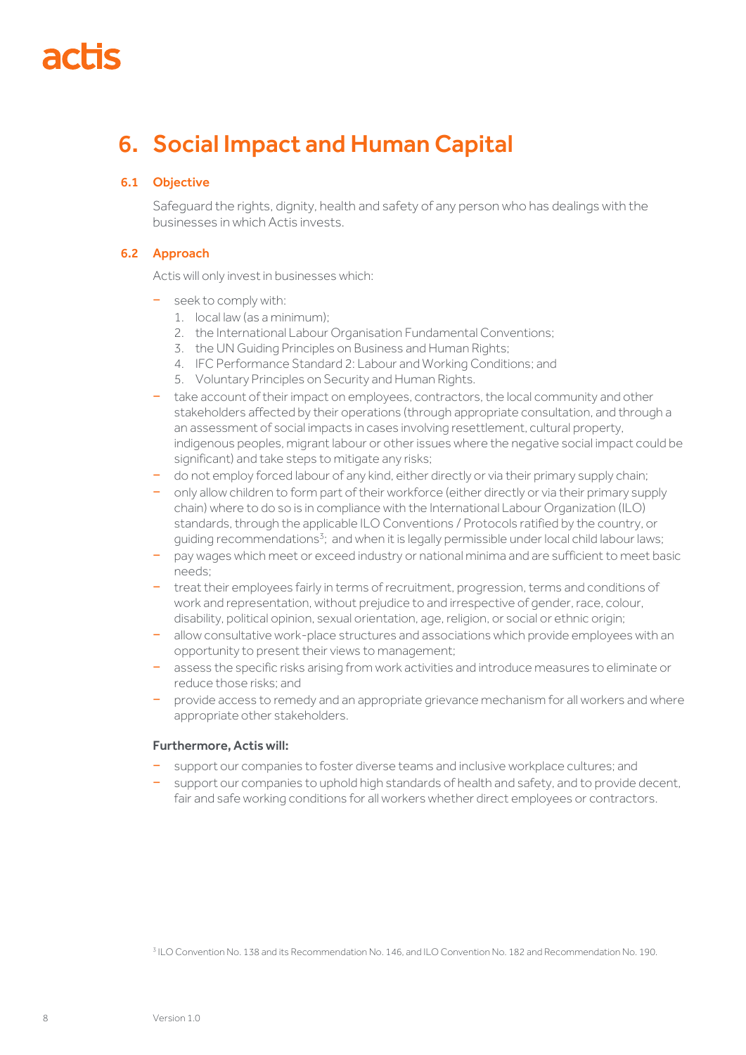# 6. Social Impact and Human Capital

## 6.1 Objective

Safeguard the rights, dignity, health and safety of any person who has dealings with the businesses in which Actis invests.

## 6.2 Approach

Actis will only invest in businesses which:

- seek to comply with:
  1. local law (as a minimum);
  2. the International Labour Organisation Fundamental Conventions;
  3. the UN Guiding Principles on Business and Human Rights;
  4. IFC Performance Standard 2: Labour and Working Conditions; and
  5. Voluntary Principles on Security and Human Rights.
- take account of their impact on employees, contractors, the local community and other stakeholders affected by their operations (through appropriate consultation, and through a an assessment of social impacts in cases involving resettlement, cultural property, indigenous peoples, migrant labour or other issues where the negative social impact could be significant) and take steps to mitigate any risks;
- do not employ forced labour of any kind, either directly or via their primary supply chain;
- only allow children to form part of their workforce (either directly or via their primary supply chain) where to do so is in compliance with the International Labour Organization (ILO) standards, through the applicable ILO Conventions / Protocols ratified by the country, or guiding recommendations[3]; and when it is legally permissible under local child labour laws;
- pay wages which meet or exceed industry or national minima and are sufficient to meet basic needs;
- treat their employees fairly in terms of recruitment, progression, terms and conditions of work and representation, without prejudice to and irrespective of gender, race, colour, disability, political opinion, sexual orientation, age, religion, or social or ethnic origin;
- allow consultative work-place structures and associations which provide employees with an opportunity to present their views to management;
- assess the specific risks arising from work activities and introduce measures to eliminate or reduce those risks; and
- provide access to remedy and an appropriate grievance mechanism for all workers and where appropriate other stakeholders.

**Furthermore, Actis will:**

- support our companies to foster diverse teams and inclusive workplace cultures; and
- support our companies to uphold high standards of health and safety, and to provide decent, fair and safe working conditions for all workers whether direct employees or contractors.

[3] ILO Convention No. 138 and its Recommendation No. 146, and ILO Convention No. 182 and Recommendation No. 190.

Version 1.0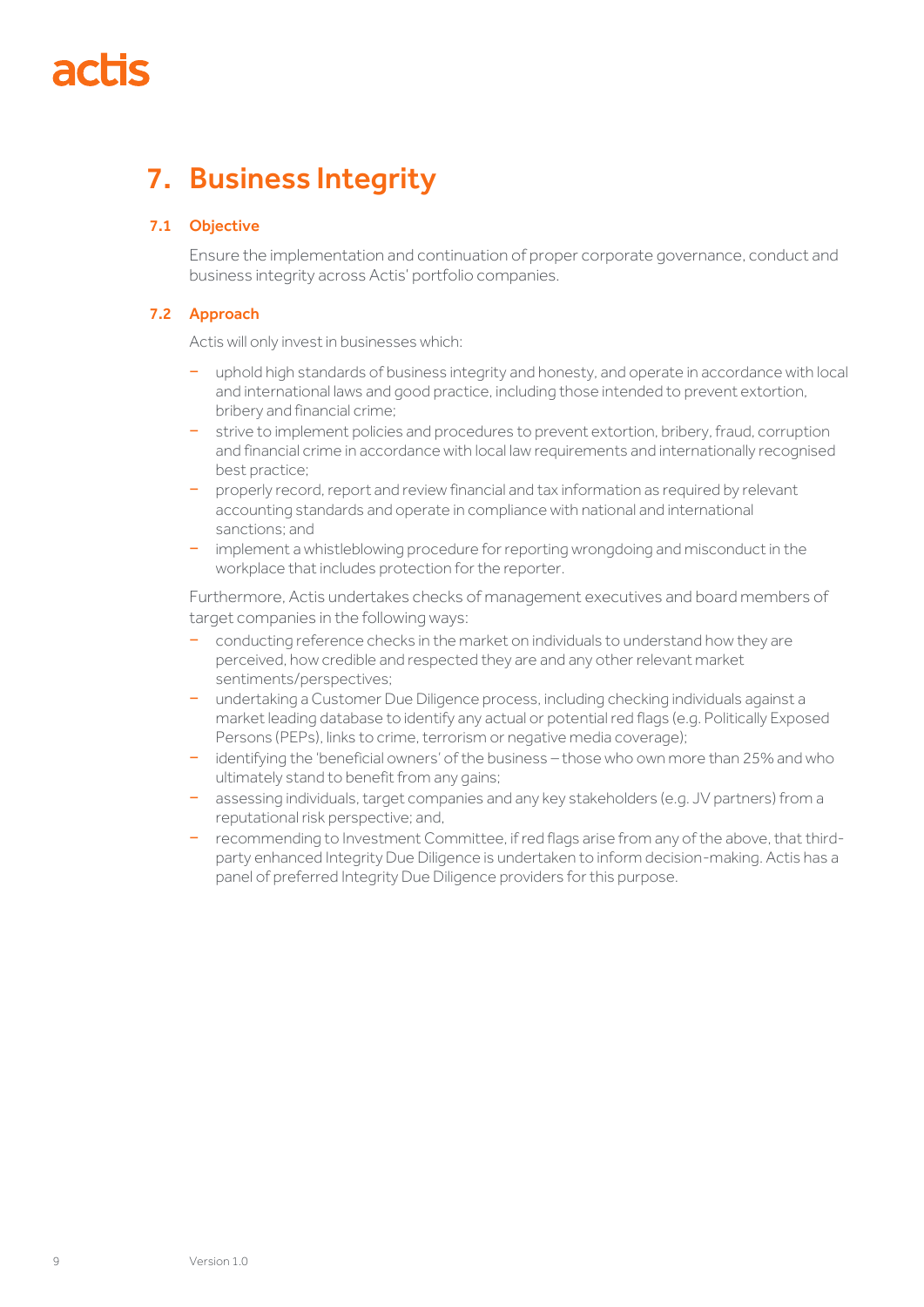# 7. Business Integrity

## 7.1 Objective

Ensure the implementation and continuation of proper corporate governance, conduct and business integrity across Actis' portfolio companies.

## 7.2 Approach

Actis will only invest in businesses which:

- uphold high standards of business integrity and honesty, and operate in accordance with local and international laws and good practice, including those intended to prevent extortion, bribery and financial crime;
- strive to implement policies and procedures to prevent extortion, bribery, fraud, corruption and financial crime in accordance with local law requirements and internationally recognised best practice;
- properly record, report and review financial and tax information as required by relevant accounting standards and operate in compliance with national and international sanctions; and
- implement a whistleblowing procedure for reporting wrongdoing and misconduct in the workplace that includes protection for the reporter.

Furthermore, Actis undertakes checks of management executives and board members of target companies in the following ways:

- conducting reference checks in the market on individuals to understand how they are perceived, how credible and respected they are and any other relevant market sentiments/perspectives;
- undertaking a Customer Due Diligence process, including checking individuals against a market leading database to identify any actual or potential red flags (e.g. Politically Exposed Persons (PEPs), links to crime, terrorism or negative media coverage);
- identifying the 'beneficial owners' of the business – those who own more than 25% and who ultimately stand to benefit from any gains;
- assessing individuals, target companies and any key stakeholders (e.g. JV partners) from a reputational risk perspective; and,
- recommending to Investment Committee, if red flags arise from any of the above, that third-party enhanced Integrity Due Diligence is undertaken to inform decision-making. Actis has a panel of preferred Integrity Due Diligence providers for this purpose.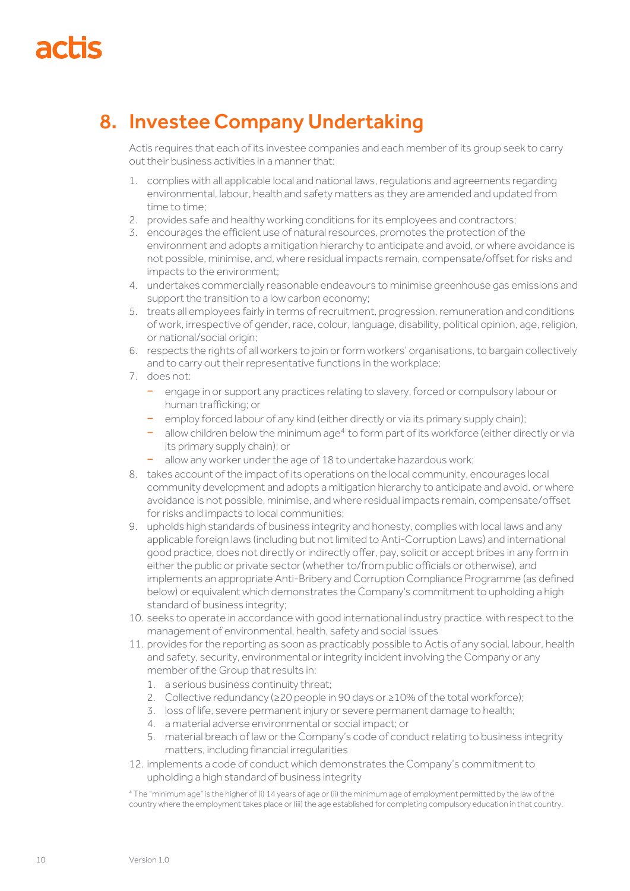## 8. Investee Company Undertaking

Actis requires that each of its investee companies and each member of its group seek to carry out their business activities in a manner that:

1. complies with all applicable local and national laws, regulations and agreements regarding environmental, labour, health and safety matters as they are amended and updated from time to time;
2. provides safe and healthy working conditions for its employees and contractors;
3. encourages the efficient use of natural resources, promotes the protection of the environment and adopts a mitigation hierarchy to anticipate and avoid, or where avoidance is not possible, minimise, and, where residual impacts remain, compensate/offset for risks and impacts to the environment;
4. undertakes commercially reasonable endeavours to minimise greenhouse gas emissions and support the transition to a low carbon economy;
5. treats all employees fairly in terms of recruitment, progression, remuneration and conditions of work, irrespective of gender, race, colour, language, disability, political opinion, age, religion, or national/social origin;
6. respects the rights of all workers to join or form workers' organisations, to bargain collectively and to carry out their representative functions in the workplace;
7. does not:
   - engage in or support any practices relating to slavery, forced or compulsory labour or human trafficking; or
   - employ forced labour of any kind (either directly or via its primary supply chain);
   - allow children below the minimum age[4] to form part of its workforce (either directly or via its primary supply chain); or
   - allow any worker under the age of 18 to undertake hazardous work;
8. takes account of the impact of its operations on the local community, encourages local community development and adopts a mitigation hierarchy to anticipate and avoid, or where avoidance is not possible, minimise, and where residual impacts remain, compensate/offset for risks and impacts to local communities;
9. upholds high standards of business integrity and honesty, complies with local laws and any applicable foreign laws (including but not limited to Anti-Corruption Laws) and international good practice, does not directly or indirectly offer, pay, solicit or accept bribes in any form in either the public or private sector (whether to/from public officials or otherwise), and implements an appropriate Anti-Bribery and Corruption Compliance Programme (as defined below) or equivalent which demonstrates the Company's commitment to upholding a high standard of business integrity;
10. seeks to operate in accordance with good international industry practice with respect to the management of environmental, health, safety and social issues
11. provides for the reporting as soon as practicably possible to Actis of any social, labour, health and safety, security, environmental or integrity incident involving the Company or any member of the Group that results in:
    1. a serious business continuity threat;
    2. Collective redundancy (≥20 people in 90 days or ≥10% of the total workforce);
    3. loss of life, severe permanent injury or severe permanent damage to health;
    4. a material adverse environmental or social impact; or
    5. material breach of law or the Company's code of conduct relating to business integrity matters, including financial irregularities
12. implements a code of conduct which demonstrates the Company's commitment to upholding a high standard of business integrity

[4] The "minimum age" is the higher of (i) 14 years of age or (ii) the minimum age of employment permitted by the law of the country where the employment takes place or (iii) the age established for completing compulsory education in that country.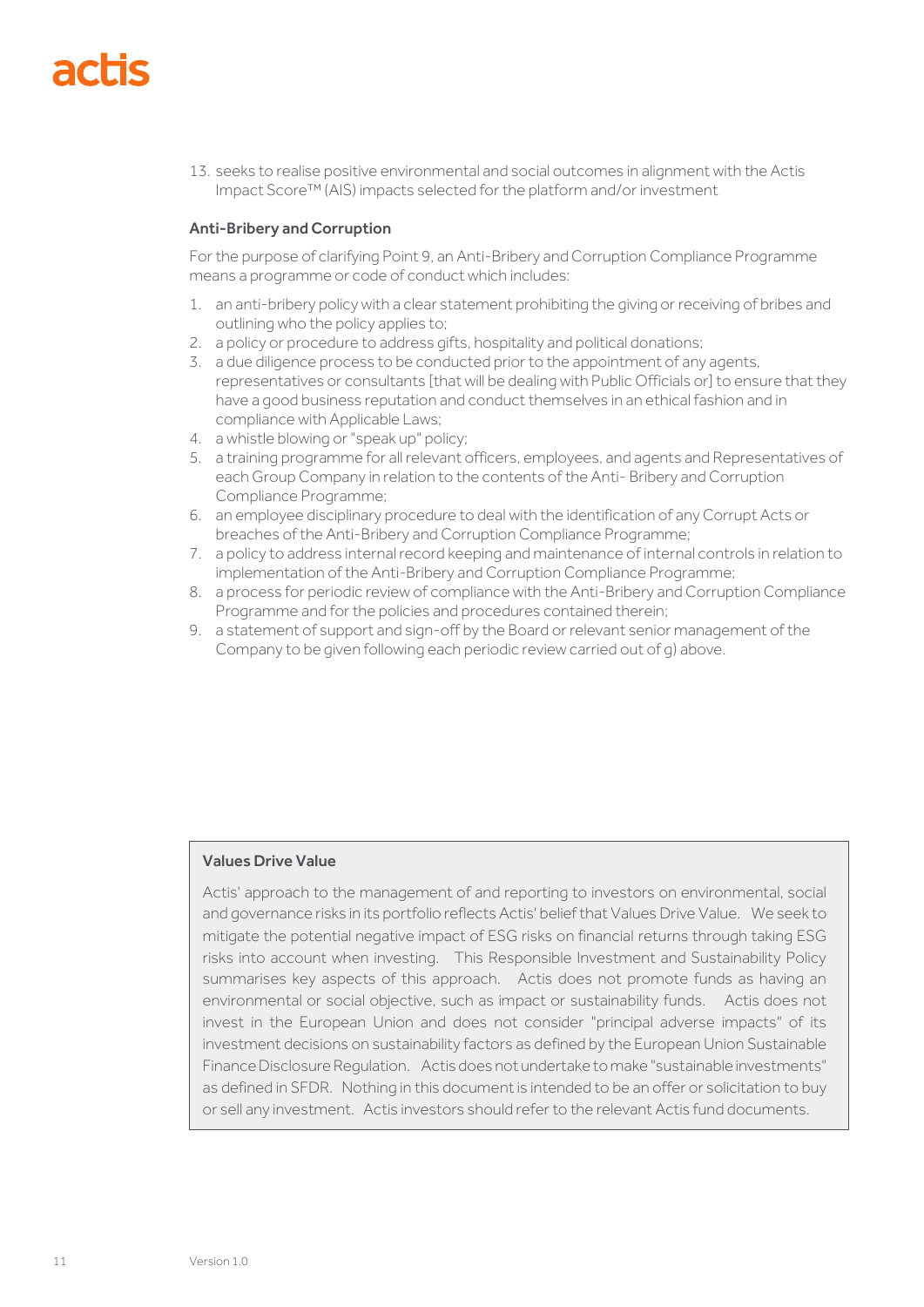13. seeks to realise positive environmental and social outcomes in alignment with the Actis Impact Score™ (AIS) impacts selected for the platform and/or investment

### Anti-Bribery and Corruption

For the purpose of clarifying Point 9, an Anti-Bribery and Corruption Compliance Programme means a programme or code of conduct which includes:

1. an anti-bribery policy with a clear statement prohibiting the giving or receiving of bribes and outlining who the policy applies to;
2. a policy or procedure to address gifts, hospitality and political donations;
3. a due diligence process to be conducted prior to the appointment of any agents, representatives or consultants [that will be dealing with Public Officials or] to ensure that they have a good business reputation and conduct themselves in an ethical fashion and in compliance with Applicable Laws;
4. a whistle blowing or "speak up" policy;
5. a training programme for all relevant officers, employees, and agents and Representatives of each Group Company in relation to the contents of the Anti- Bribery and Corruption Compliance Programme;
6. an employee disciplinary procedure to deal with the identification of any Corrupt Acts or breaches of the Anti-Bribery and Corruption Compliance Programme;
7. a policy to address internal record keeping and maintenance of internal controls in relation to implementation of the Anti-Bribery and Corruption Compliance Programme;
8. a process for periodic review of compliance with the Anti-Bribery and Corruption Compliance Programme and for the policies and procedures contained therein;
9. a statement of support and sign-off by the Board or relevant senior management of the Company to be given following each periodic review carried out of g) above.

**Values Drive Value**

Actis' approach to the management of and reporting to investors on environmental, social and governance risks in its portfolio reflects Actis' belief that Values Drive Value. We seek to mitigate the potential negative impact of ESG risks on financial returns through taking ESG risks into account when investing. This Responsible Investment and Sustainability Policy summarises key aspects of this approach. Actis does not promote funds as having an environmental or social objective, such as impact or sustainability funds. Actis does not invest in the European Union and does not consider "principal adverse impacts" of its investment decisions on sustainability factors as defined by the European Union Sustainable Finance Disclosure Regulation. Actis does not undertake to make "sustainable investments" as defined in SFDR. Nothing in this document is intended to be an offer or solicitation to buy or sell any investment. Actis investors should refer to the relevant Actis fund documents.